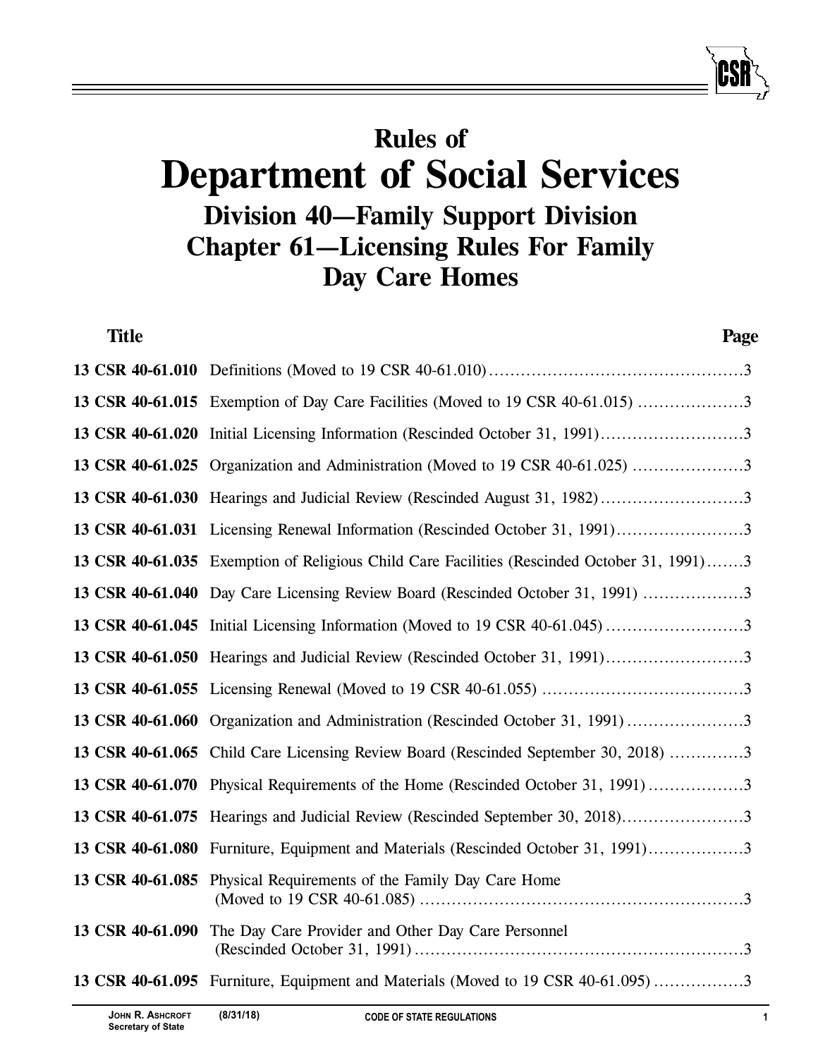# Rules of
# Department of Social Services
## Division 40—Family Support Division
## Chapter 61—Licensing Rules For Family Day Care Homes

| Title | | Page |
|---|---|---|
| **13 CSR 40-61.010** | Definitions (Moved to 19 CSR 40-61.010) | 3 |
| **13 CSR 40-61.015** | Exemption of Day Care Facilities (Moved to 19 CSR 40-61.015) | 3 |
| **13 CSR 40-61.020** | Initial Licensing Information (Rescinded October 31, 1991) | 3 |
| **13 CSR 40-61.025** | Organization and Administration (Moved to 19 CSR 40-61.025) | 3 |
| **13 CSR 40-61.030** | Hearings and Judicial Review (Rescinded August 31, 1982) | 3 |
| **13 CSR 40-61.031** | Licensing Renewal Information (Rescinded October 31, 1991) | 3 |
| **13 CSR 40-61.035** | Exemption of Religious Child Care Facilities (Rescinded October 31, 1991) | 3 |
| **13 CSR 40-61.040** | Day Care Licensing Review Board (Rescinded October 31, 1991) | 3 |
| **13 CSR 40-61.045** | Initial Licensing Information (Moved to 19 CSR 40-61.045) | 3 |
| **13 CSR 40-61.050** | Hearings and Judicial Review (Rescinded October 31, 1991) | 3 |
| **13 CSR 40-61.055** | Licensing Renewal (Moved to 19 CSR 40-61.055) | 3 |
| **13 CSR 40-61.060** | Organization and Administration (Rescinded October 31, 1991) | 3 |
| **13 CSR 40-61.065** | Child Care Licensing Review Board (Rescinded September 30, 2018) | 3 |
| **13 CSR 40-61.070** | Physical Requirements of the Home (Rescinded October 31, 1991) | 3 |
| **13 CSR 40-61.075** | Hearings and Judicial Review (Rescinded September 30, 2018) | 3 |
| **13 CSR 40-61.080** | Furniture, Equipment and Materials (Rescinded October 31, 1991) | 3 |
| **13 CSR 40-61.085** | Physical Requirements of the Family Day Care Home (Moved to 19 CSR 40-61.085) | 3 |
| **13 CSR 40-61.090** | The Day Care Provider and Other Day Care Personnel (Rescinded October 31, 1991) | 3 |
| **13 CSR 40-61.095** | Furniture, Equipment and Materials (Moved to 19 CSR 40-61.095) | 3 |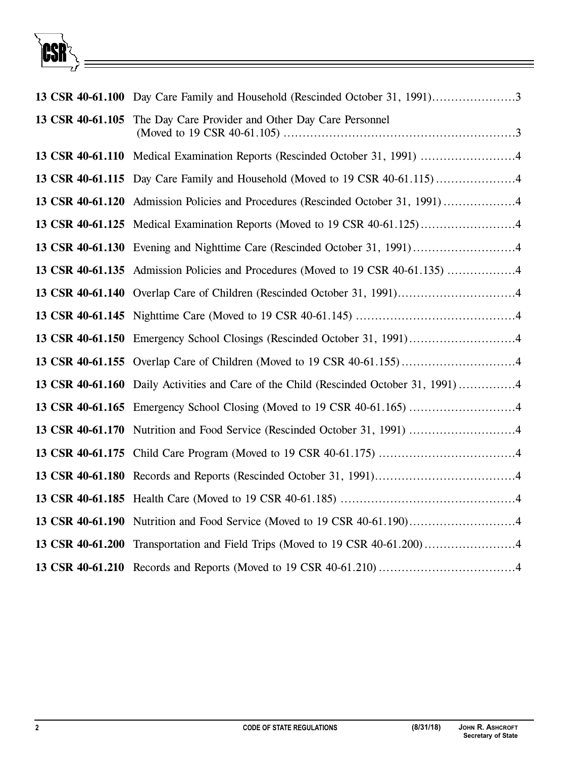**13 CSR 40-61.100** Day Care Family and Household (Rescinded October 31, 1991)......................3

**13 CSR 40-61.105** The Day Care Provider and Other Day Care Personnel (Moved to 19 CSR 40-61.105) ..........................................................3

**13 CSR 40-61.110** Medical Examination Reports (Rescinded October 31, 1991) .........................4

**13 CSR 40-61.115** Day Care Family and Household (Moved to 19 CSR 40-61.115) .....................4

**13 CSR 40-61.120** Admission Policies and Procedures (Rescinded October 31, 1991) ...................4

**13 CSR 40-61.125** Medical Examination Reports (Moved to 19 CSR 40-61.125) .........................4

**13 CSR 40-61.130** Evening and Nighttime Care (Rescinded October 31, 1991) ...........................4

**13 CSR 40-61.135** Admission Policies and Procedures (Moved to 19 CSR 40-61.135) ..................4

**13 CSR 40-61.140** Overlap Care of Children (Rescinded October 31, 1991)...............................4

**13 CSR 40-61.145** Nighttime Care (Moved to 19 CSR 40-61.145) ..........................................4

**13 CSR 40-61.150** Emergency School Closings (Rescinded October 31, 1991)............................4

**13 CSR 40-61.155** Overlap Care of Children (Moved to 19 CSR 40-61.155) ..............................4

**13 CSR 40-61.160** Daily Activities and Care of the Child (Rescinded October 31, 1991) ...............4

**13 CSR 40-61.165** Emergency School Closing (Moved to 19 CSR 40-61.165) ............................4

**13 CSR 40-61.170** Nutrition and Food Service (Rescinded October 31, 1991) ............................4

**13 CSR 40-61.175** Child Care Program (Moved to 19 CSR 40-61.175) ...................................4

**13 CSR 40-61.180** Records and Reports (Rescinded October 31, 1991).....................................4

**13 CSR 40-61.185** Health Care (Moved to 19 CSR 40-61.185) ..............................................4

**13 CSR 40-61.190** Nutrition and Food Service (Moved to 19 CSR 40-61.190)............................4

**13 CSR 40-61.200** Transportation and Field Trips (Moved to 19 CSR 40-61.200)........................4

**13 CSR 40-61.210** Records and Reports (Moved to 19 CSR 40-61.210) ....................................4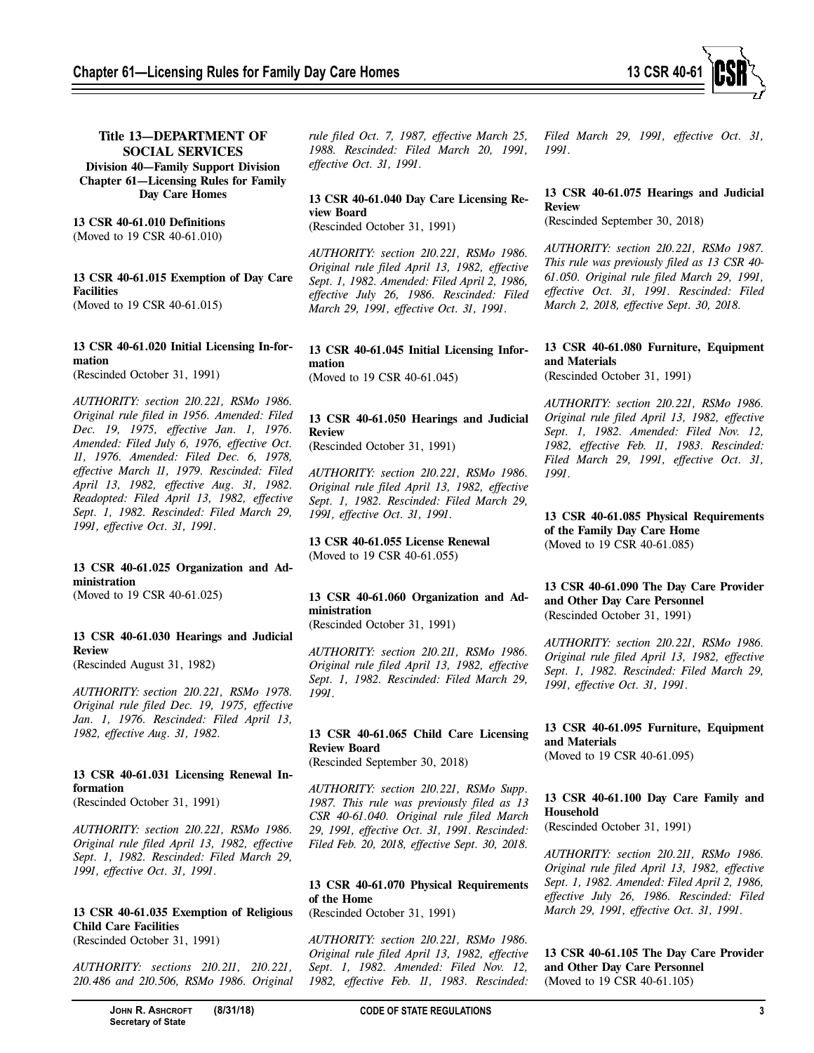# Title 13—DEPARTMENT OF SOCIAL SERVICES

## Division 40—Family Support Division

## Chapter 61—Licensing Rules for Family Day Care Homes

**13 CSR 40-61.010 Definitions**
(Moved to 19 CSR 40-61.010)

**13 CSR 40-61.015 Exemption of Day Care Facilities**
(Moved to 19 CSR 40-61.015)

**13 CSR 40-61.020 Initial Licensing Information**
(Rescinded October 31, 1991)

*AUTHORITY: section 210.221, RSMo 1986. Original rule filed in 1956. Amended: Filed Dec. 19, 1975, effective Jan. 1, 1976. Amended: Filed July 6, 1976, effective Oct. 11, 1976. Amended: Filed Dec. 6, 1978, effective March 11, 1979. Rescinded: Filed April 13, 1982, effective Aug. 31, 1982. Readopted: Filed April 13, 1982, effective Sept. 1, 1982. Rescinded: Filed March 29, 1991, effective Oct. 31, 1991.*

**13 CSR 40-61.025 Organization and Administration**
(Moved to 19 CSR 40-61.025)

**13 CSR 40-61.030 Hearings and Judicial Review**
(Rescinded August 31, 1982)

*AUTHORITY: section 210.221, RSMo 1978. Original rule filed Dec. 19, 1975, effective Jan. 1, 1976. Rescinded: Filed April 13, 1982, effective Aug. 31, 1982.*

**13 CSR 40-61.031 Licensing Renewal Information**
(Rescinded October 31, 1991)

*AUTHORITY: section 210.221, RSMo 1986. Original rule filed April 13, 1982, effective Sept. 1, 1982. Rescinded: Filed March 29, 1991, effective Oct. 31, 1991.*

**13 CSR 40-61.035 Exemption of Religious Child Care Facilities**
(Rescinded October 31, 1991)

*AUTHORITY: sections 210.211, 210.221, 210.486 and 210.506, RSMo 1986. Original rule filed Oct. 7, 1987, effective March 25, 1988. Rescinded: Filed March 20, 1991, effective Oct. 31, 1991.*

**13 CSR 40-61.040 Day Care Licensing Review Board**
(Rescinded October 31, 1991)

*AUTHORITY: section 210.221, RSMo 1986. Original rule filed April 13, 1982, effective Sept. 1, 1982. Amended: Filed April 2, 1986, effective July 26, 1986. Rescinded: Filed March 29, 1991, effective Oct. 31, 1991.*

**13 CSR 40-61.045 Initial Licensing Information**
(Moved to 19 CSR 40-61.045)

**13 CSR 40-61.050 Hearings and Judicial Review**
(Rescinded October 31, 1991)

*AUTHORITY: section 210.221, RSMo 1986. Original rule filed April 13, 1982, effective Sept. 1, 1982. Rescinded: Filed March 29, 1991, effective Oct. 31, 1991.*

**13 CSR 40-61.055 License Renewal**
(Moved to 19 CSR 40-61.055)

**13 CSR 40-61.060 Organization and Administration**
(Rescinded October 31, 1991)

*AUTHORITY: section 210.211, RSMo 1986. Original rule filed April 13, 1982, effective Sept. 1, 1982. Rescinded: Filed March 29, 1991.*

**13 CSR 40-61.065 Child Care Licensing Review Board**
(Rescinded September 30, 2018)

*AUTHORITY: section 210.221, RSMo Supp. 1987. This rule was previously filed as 13 CSR 40-61.040. Original rule filed March 29, 1991, effective Oct. 31, 1991. Rescinded: Filed Feb. 20, 2018, effective Sept. 30, 2018.*

**13 CSR 40-61.070 Physical Requirements of the Home**
(Rescinded October 31, 1991)

*AUTHORITY: section 210.221, RSMo 1986. Original rule filed April 13, 1982, effective Sept. 1, 1982. Amended: Filed Nov. 12, 1982, effective Feb. 11, 1983. Rescinded: Filed March 29, 1991, effective Oct. 31, 1991.*

**13 CSR 40-61.075 Hearings and Judicial Review**
(Rescinded September 30, 2018)

*AUTHORITY: section 210.221, RSMo 1987. This rule was previously filed as 13 CSR 40-61.050. Original rule filed March 29, 1991, effective Oct. 31, 1991. Rescinded: Filed March 2, 2018, effective Sept. 30, 2018.*

**13 CSR 40-61.080 Furniture, Equipment and Materials**
(Rescinded October 31, 1991)

*AUTHORITY: section 210.221, RSMo 1986. Original rule filed April 13, 1982, effective Sept. 1, 1982. Amended: Filed Nov. 12, 1982, effective Feb. 11, 1983. Rescinded: Filed March 29, 1991, effective Oct. 31, 1991.*

**13 CSR 40-61.085 Physical Requirements of the Family Day Care Home**
(Moved to 19 CSR 40-61.085)

**13 CSR 40-61.090 The Day Care Provider and Other Day Care Personnel**
(Rescinded October 31, 1991)

*AUTHORITY: section 210.221, RSMo 1986. Original rule filed April 13, 1982, effective Sept. 1, 1982. Rescinded: Filed March 29, 1991, effective Oct. 31, 1991.*

**13 CSR 40-61.095 Furniture, Equipment and Materials**
(Moved to 19 CSR 40-61.095)

**13 CSR 40-61.100 Day Care Family and Household**
(Rescinded October 31, 1991)

*AUTHORITY: section 210.211, RSMo 1986. Original rule filed April 13, 1982, effective Sept. 1, 1982. Amended: Filed April 2, 1986, effective July 26, 1986. Rescinded: Filed March 29, 1991, effective Oct. 31, 1991.*

**13 CSR 40-61.105 The Day Care Provider and Other Day Care Personnel**
(Moved to 19 CSR 40-61.105)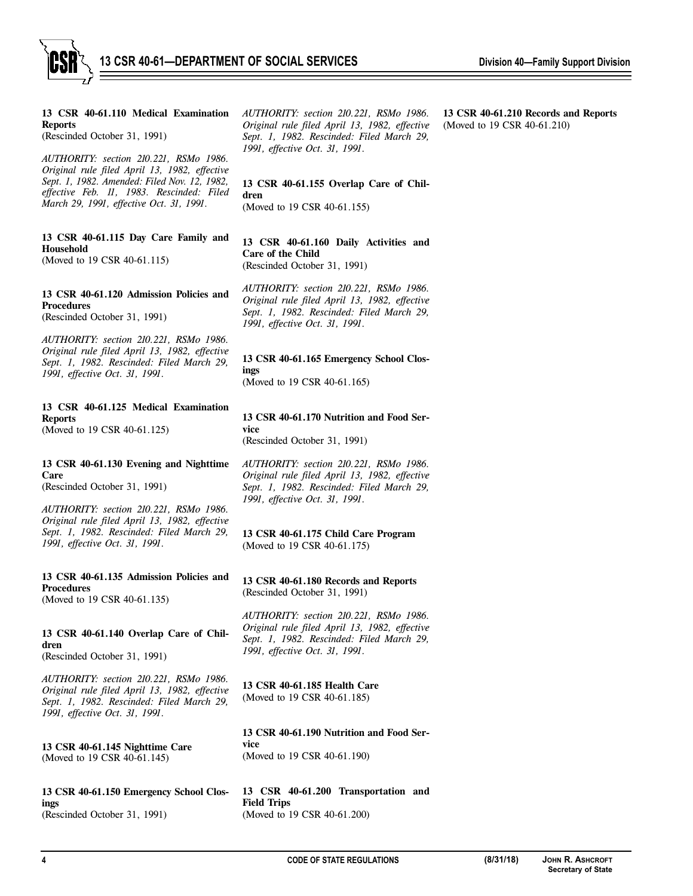**13 CSR 40-61.110 Medical Examination Reports**
(Rescinded October 31, 1991)

*AUTHORITY: section 210.221, RSMo 1986. Original rule filed April 13, 1982, effective Sept. 1, 1982. Amended: Filed Nov. 12, 1982, effective Feb. 11, 1983. Rescinded: Filed March 29, 1991, effective Oct. 31, 1991.*

**13 CSR 40-61.115 Day Care Family and Household**
(Moved to 19 CSR 40-61.115)

**13 CSR 40-61.120 Admission Policies and Procedures**
(Rescinded October 31, 1991)

*AUTHORITY: section 210.221, RSMo 1986. Original rule filed April 13, 1982, effective Sept. 1, 1982. Rescinded: Filed March 29, 1991, effective Oct. 31, 1991.*

**13 CSR 40-61.125 Medical Examination Reports**
(Moved to 19 CSR 40-61.125)

**13 CSR 40-61.130 Evening and Nighttime Care**
(Rescinded October 31, 1991)

*AUTHORITY: section 210.221, RSMo 1986. Original rule filed April 13, 1982, effective Sept. 1, 1982. Rescinded: Filed March 29, 1991, effective Oct. 31, 1991.*

**13 CSR 40-61.135 Admission Policies and Procedures**
(Moved to 19 CSR 40-61.135)

**13 CSR 40-61.140 Overlap Care of Children**
(Rescinded October 31, 1991)

*AUTHORITY: section 210.221, RSMo 1986. Original rule filed April 13, 1982, effective Sept. 1, 1982. Rescinded: Filed March 29, 1991, effective Oct. 31, 1991.*

**13 CSR 40-61.145 Nighttime Care**
(Moved to 19 CSR 40-61.145)

**13 CSR 40-61.150 Emergency School Closings**
(Rescinded October 31, 1991)

*AUTHORITY: section 210.221, RSMo 1986. Original rule filed April 13, 1982, effective Sept. 1, 1982. Rescinded: Filed March 29, 1991, effective Oct. 31, 1991.*

**13 CSR 40-61.155 Overlap Care of Children**
(Moved to 19 CSR 40-61.155)

**13 CSR 40-61.160 Daily Activities and Care of the Child**
(Rescinded October 31, 1991)

*AUTHORITY: section 210.221, RSMo 1986. Original rule filed April 13, 1982, effective Sept. 1, 1982. Rescinded: Filed March 29, 1991, effective Oct. 31, 1991.*

**13 CSR 40-61.165 Emergency School Closings**
(Moved to 19 CSR 40-61.165)

**13 CSR 40-61.170 Nutrition and Food Service**
(Rescinded October 31, 1991)

*AUTHORITY: section 210.221, RSMo 1986. Original rule filed April 13, 1982, effective Sept. 1, 1982. Rescinded: Filed March 29, 1991, effective Oct. 31, 1991.*

**13 CSR 40-61.175 Child Care Program**
(Moved to 19 CSR 40-61.175)

**13 CSR 40-61.180 Records and Reports**
(Rescinded October 31, 1991)

*AUTHORITY: section 210.221, RSMo 1986. Original rule filed April 13, 1982, effective Sept. 1, 1982. Rescinded: Filed March 29, 1991, effective Oct. 31, 1991.*

**13 CSR 40-61.185 Health Care**
(Moved to 19 CSR 40-61.185)

**13 CSR 40-61.190 Nutrition and Food Service**
(Moved to 19 CSR 40-61.190)

**13 CSR 40-61.200 Transportation and Field Trips**
(Moved to 19 CSR 40-61.200)

**13 CSR 40-61.210 Records and Reports**
(Moved to 19 CSR 40-61.210)